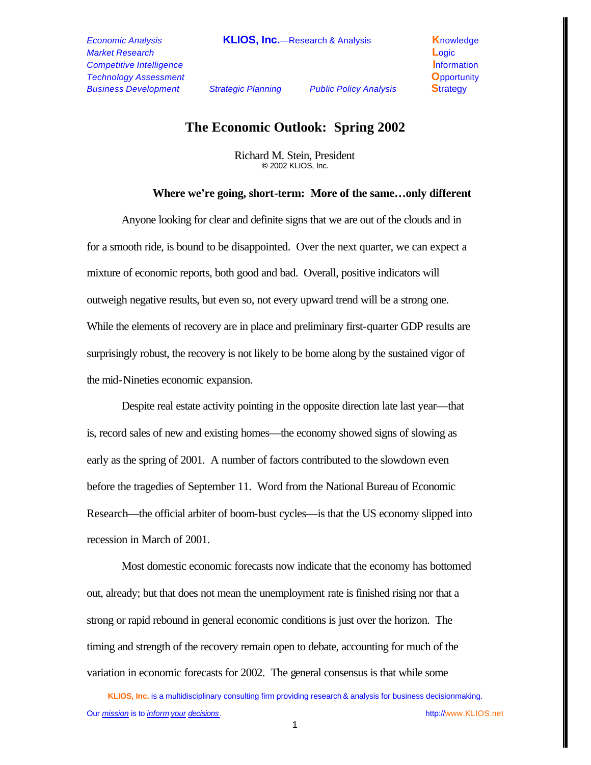*Economic Analysis* **KLIOS, Inc.**—Research & Analysis **K**nowledge
*Market Research* **L**ogic
*Competitive Intelligence* **I**nformation
*Technology Assessment* **O**pportunity
*Business Development* *Strategic Planning* *Public Policy Analysis* **S**trategy

# The Economic Outlook: Spring 2002

Richard M. Stein, President
© 2002 KLIOS, Inc.

## Where we're going, short-term: More of the same…only different

Anyone looking for clear and definite signs that we are out of the clouds and in for a smooth ride, is bound to be disappointed. Over the next quarter, we can expect a mixture of economic reports, both good and bad. Overall, positive indicators will outweigh negative results, but even so, not every upward trend will be a strong one. While the elements of recovery are in place and preliminary first-quarter GDP results are surprisingly robust, the recovery is not likely to be borne along by the sustained vigor of the mid-Nineties economic expansion.

Despite real estate activity pointing in the opposite direction late last year—that is, record sales of new and existing homes—the economy showed signs of slowing as early as the spring of 2001. A number of factors contributed to the slowdown even before the tragedies of September 11. Word from the National Bureau of Economic Research—the official arbiter of boom-bust cycles—is that the US economy slipped into recession in March of 2001.

Most domestic economic forecasts now indicate that the economy has bottomed out, already; but that does not mean the unemployment rate is finished rising nor that a strong or rapid rebound in general economic conditions is just over the horizon. The timing and strength of the recovery remain open to debate, accounting for much of the variation in economic forecasts for 2002. The general consensus is that while some

**KLIOS, Inc.** is a multidisciplinary consulting firm providing research & analysis for business decisionmaking.

Our *mission* is to *inform your decisions*. http://www.KLIOS.net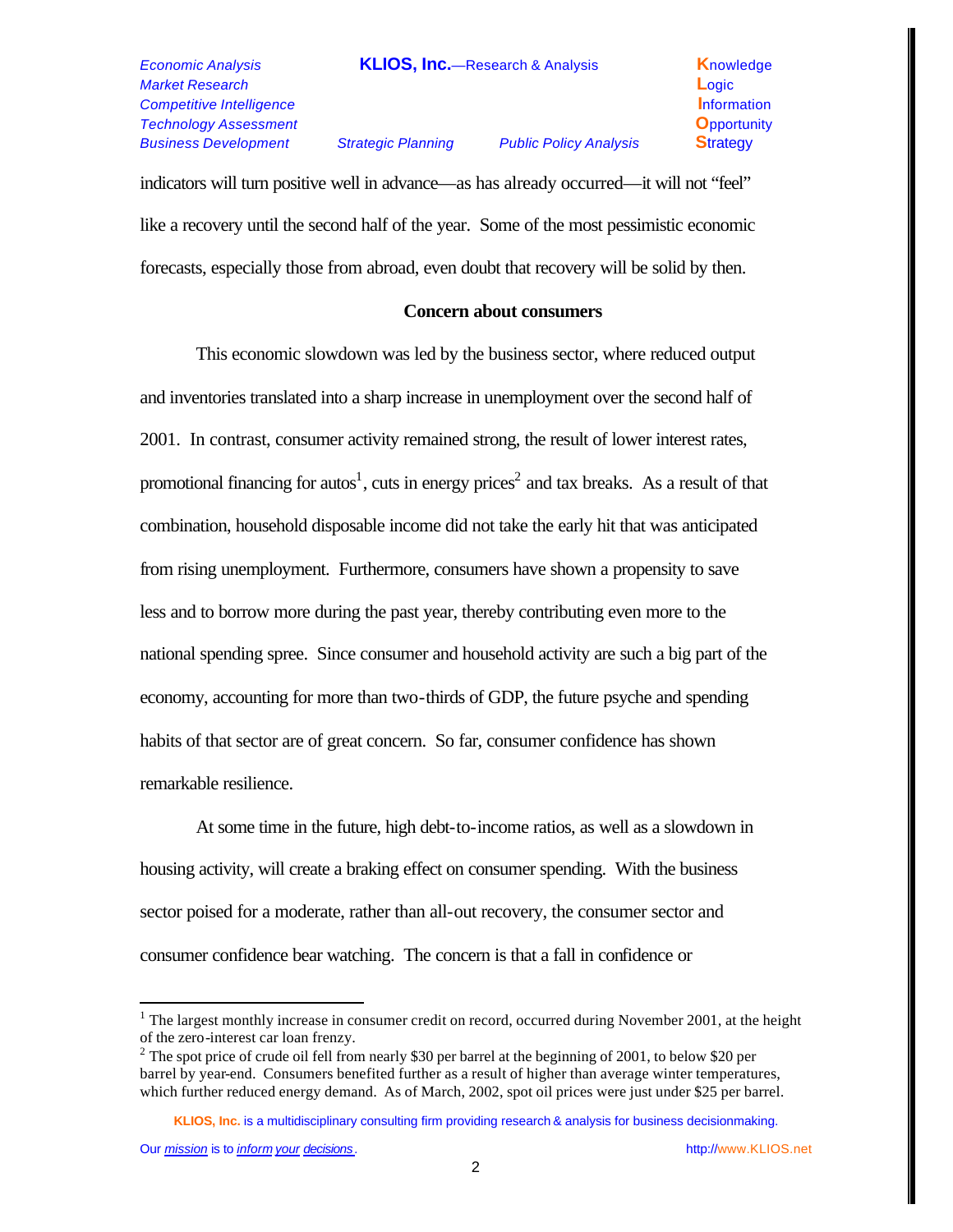indicators will turn positive well in advance—as has already occurred—it will not "feel" like a recovery until the second half of the year. Some of the most pessimistic economic forecasts, especially those from abroad, even doubt that recovery will be solid by then.

## Concern about consumers

This economic slowdown was led by the business sector, where reduced output and inventories translated into a sharp increase in unemployment over the second half of 2001. In contrast, consumer activity remained strong, the result of lower interest rates, promotional financing for autos[1], cuts in energy prices[2] and tax breaks. As a result of that combination, household disposable income did not take the early hit that was anticipated from rising unemployment. Furthermore, consumers have shown a propensity to save less and to borrow more during the past year, thereby contributing even more to the national spending spree. Since consumer and household activity are such a big part of the economy, accounting for more than two-thirds of GDP, the future psyche and spending habits of that sector are of great concern. So far, consumer confidence has shown remarkable resilience.

At some time in the future, high debt-to-income ratios, as well as a slowdown in housing activity, will create a braking effect on consumer spending. With the business sector poised for a moderate, rather than all-out recovery, the consumer sector and consumer confidence bear watching. The concern is that a fall in confidence or

---

[1] The largest monthly increase in consumer credit on record, occurred during November 2001, at the height of the zero-interest car loan frenzy.

[2] The spot price of crude oil fell from nearly $30 per barrel at the beginning of 2001, to below $20 per barrel by year-end. Consumers benefited further as a result of higher than average winter temperatures, which further reduced energy demand. As of March, 2002, spot oil prices were just under $25 per barrel.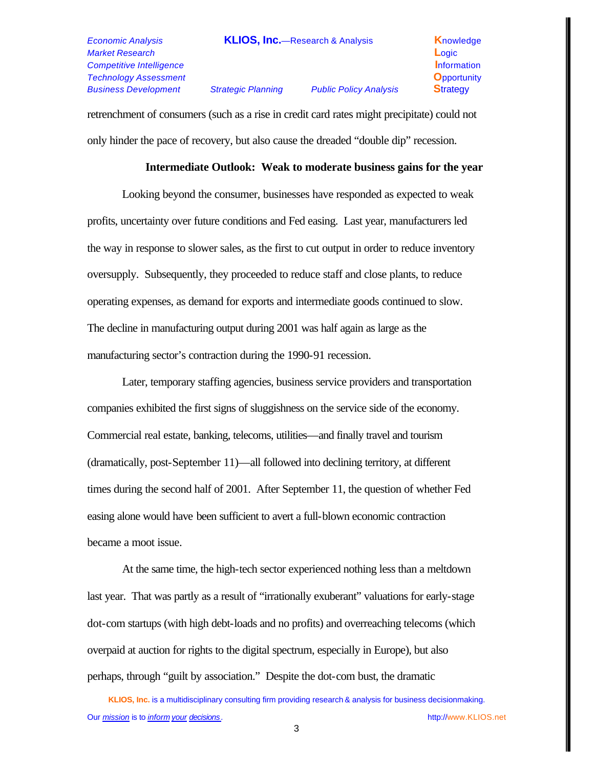retrenchment of consumers (such as a rise in credit card rates might precipitate) could not only hinder the pace of recovery, but also cause the dreaded "double dip" recession.

**Intermediate Outlook: Weak to moderate business gains for the year**

Looking beyond the consumer, businesses have responded as expected to weak profits, uncertainty over future conditions and Fed easing. Last year, manufacturers led the way in response to slower sales, as the first to cut output in order to reduce inventory oversupply. Subsequently, they proceeded to reduce staff and close plants, to reduce operating expenses, as demand for exports and intermediate goods continued to slow. The decline in manufacturing output during 2001 was half again as large as the manufacturing sector's contraction during the 1990-91 recession.

Later, temporary staffing agencies, business service providers and transportation companies exhibited the first signs of sluggishness on the service side of the economy. Commercial real estate, banking, telecoms, utilities—and finally travel and tourism (dramatically, post-September 11)—all followed into declining territory, at different times during the second half of 2001. After September 11, the question of whether Fed easing alone would have been sufficient to avert a full-blown economic contraction became a moot issue.

At the same time, the high-tech sector experienced nothing less than a meltdown last year. That was partly as a result of "irrationally exuberant" valuations for early-stage dot-com startups (with high debt-loads and no profits) and overreaching telecoms (which overpaid at auction for rights to the digital spectrum, especially in Europe), but also perhaps, through "guilt by association." Despite the dot-com bust, the dramatic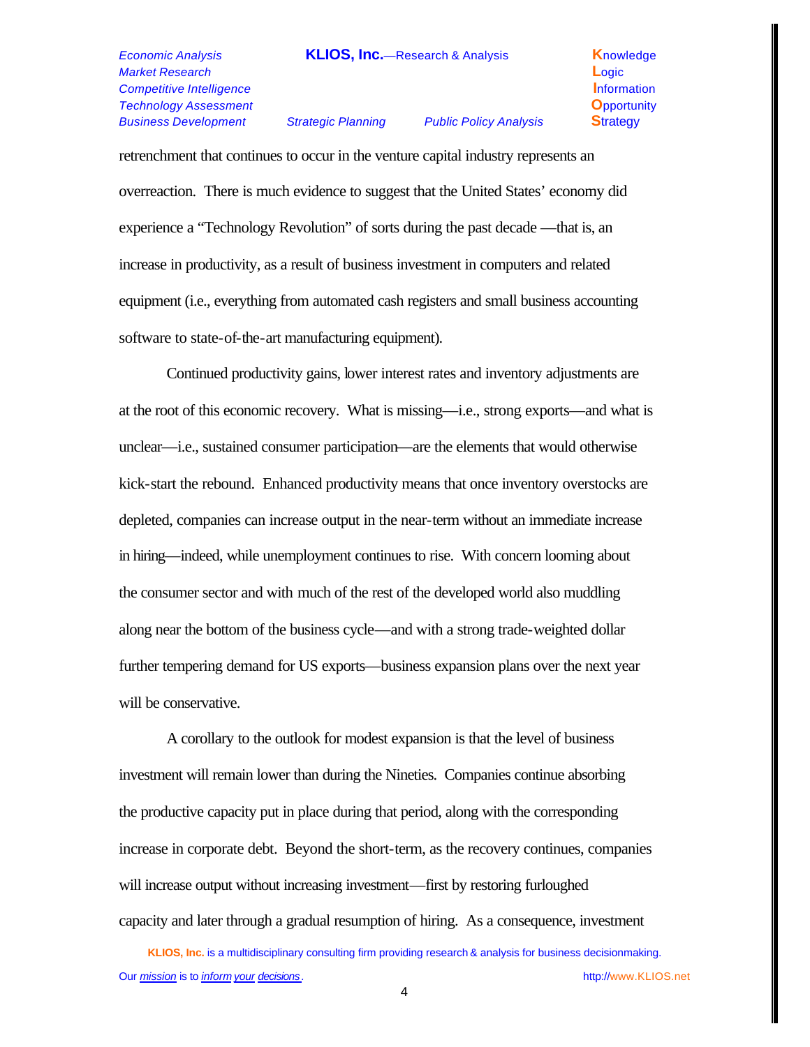retrenchment that continues to occur in the venture capital industry represents an overreaction. There is much evidence to suggest that the United States' economy did experience a "Technology Revolution" of sorts during the past decade —that is, an increase in productivity, as a result of business investment in computers and related equipment (i.e., everything from automated cash registers and small business accounting software to state-of-the-art manufacturing equipment).

Continued productivity gains, lower interest rates and inventory adjustments are at the root of this economic recovery. What is missing—i.e., strong exports—and what is unclear—i.e., sustained consumer participation—are the elements that would otherwise kick-start the rebound. Enhanced productivity means that once inventory overstocks are depleted, companies can increase output in the near-term without an immediate increase in hiring—indeed, while unemployment continues to rise. With concern looming about the consumer sector and with much of the rest of the developed world also muddling along near the bottom of the business cycle—and with a strong trade-weighted dollar further tempering demand for US exports—business expansion plans over the next year will be conservative.

A corollary to the outlook for modest expansion is that the level of business investment will remain lower than during the Nineties. Companies continue absorbing the productive capacity put in place during that period, along with the corresponding increase in corporate debt. Beyond the short-term, as the recovery continues, companies will increase output without increasing investment—first by restoring furloughed capacity and later through a gradual resumption of hiring. As a consequence, investment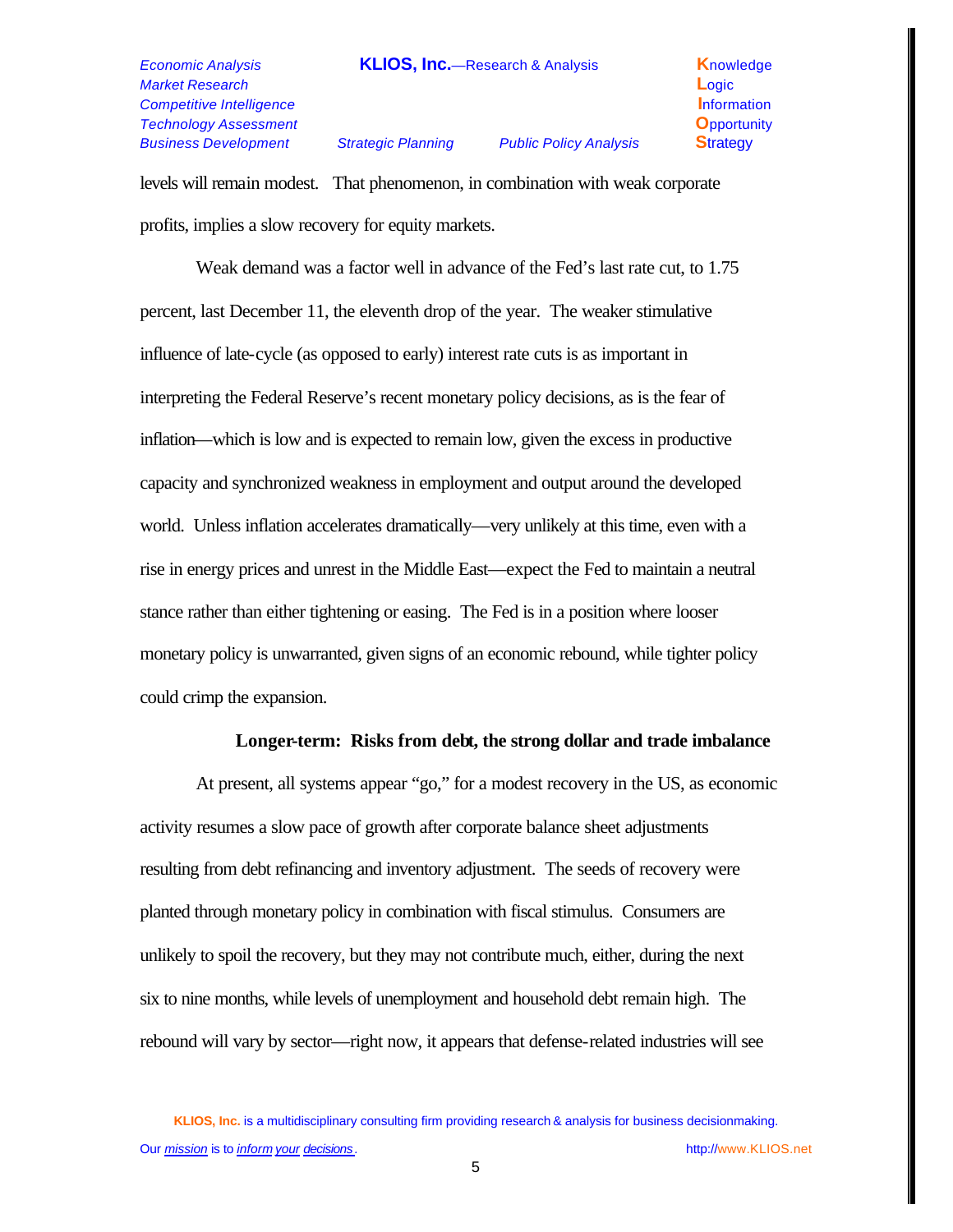levels will remain modest. That phenomenon, in combination with weak corporate profits, implies a slow recovery for equity markets.

Weak demand was a factor well in advance of the Fed's last rate cut, to 1.75 percent, last December 11, the eleventh drop of the year. The weaker stimulative influence of late-cycle (as opposed to early) interest rate cuts is as important in interpreting the Federal Reserve's recent monetary policy decisions, as is the fear of inflation—which is low and is expected to remain low, given the excess in productive capacity and synchronized weakness in employment and output around the developed world. Unless inflation accelerates dramatically—very unlikely at this time, even with a rise in energy prices and unrest in the Middle East—expect the Fed to maintain a neutral stance rather than either tightening or easing. The Fed is in a position where looser monetary policy is unwarranted, given signs of an economic rebound, while tighter policy could crimp the expansion.

**Longer-term: Risks from debt, the strong dollar and trade imbalance**

At present, all systems appear "go," for a modest recovery in the US, as economic activity resumes a slow pace of growth after corporate balance sheet adjustments resulting from debt refinancing and inventory adjustment. The seeds of recovery were planted through monetary policy in combination with fiscal stimulus. Consumers are unlikely to spoil the recovery, but they may not contribute much, either, during the next six to nine months, while levels of unemployment and household debt remain high. The rebound will vary by sector—right now, it appears that defense-related industries will see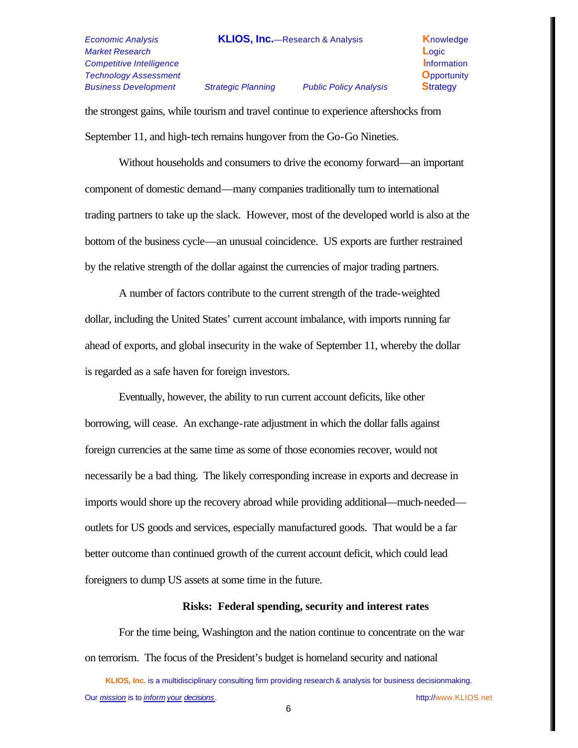the strongest gains, while tourism and travel continue to experience aftershocks from September 11, and high-tech remains hungover from the Go-Go Nineties.

Without households and consumers to drive the economy forward—an important component of domestic demand—many companies traditionally turn to international trading partners to take up the slack. However, most of the developed world is also at the bottom of the business cycle—an unusual coincidence. US exports are further restrained by the relative strength of the dollar against the currencies of major trading partners.

A number of factors contribute to the current strength of the trade-weighted dollar, including the United States' current account imbalance, with imports running far ahead of exports, and global insecurity in the wake of September 11, whereby the dollar is regarded as a safe haven for foreign investors.

Eventually, however, the ability to run current account deficits, like other borrowing, will cease. An exchange-rate adjustment in which the dollar falls against foreign currencies at the same time as some of those economies recover, would not necessarily be a bad thing. The likely corresponding increase in exports and decrease in imports would shore up the recovery abroad while providing additional—much-needed—outlets for US goods and services, especially manufactured goods. That would be a far better outcome than continued growth of the current account deficit, which could lead foreigners to dump US assets at some time in the future.

## Risks: Federal spending, security and interest rates

For the time being, Washington and the nation continue to concentrate on the war on terrorism. The focus of the President's budget is homeland security and national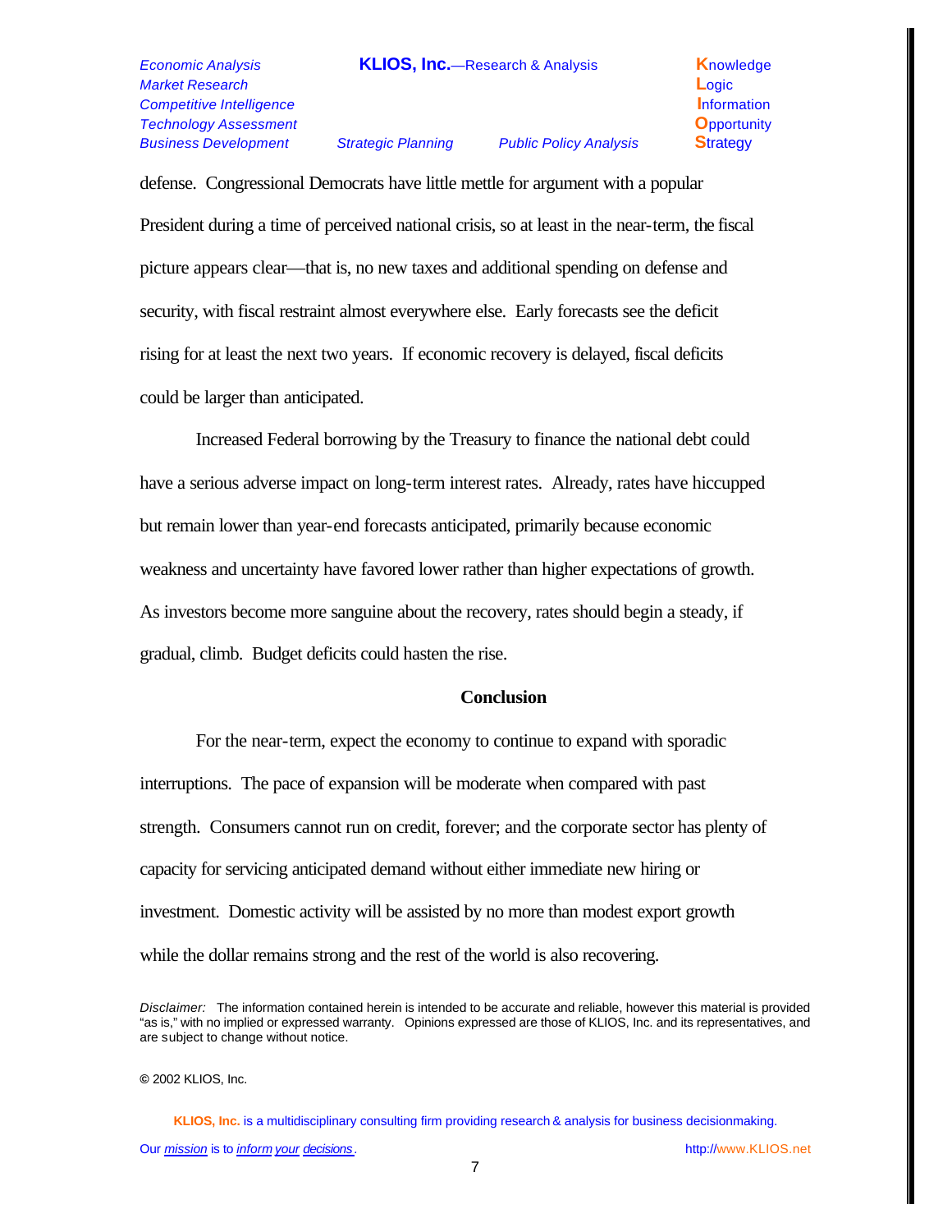defense. Congressional Democrats have little mettle for argument with a popular President during a time of perceived national crisis, so at least in the near-term, the fiscal picture appears clear—that is, no new taxes and additional spending on defense and security, with fiscal restraint almost everywhere else. Early forecasts see the deficit rising for at least the next two years. If economic recovery is delayed, fiscal deficits could be larger than anticipated.

Increased Federal borrowing by the Treasury to finance the national debt could have a serious adverse impact on long-term interest rates. Already, rates have hiccupped but remain lower than year-end forecasts anticipated, primarily because economic weakness and uncertainty have favored lower rather than higher expectations of growth. As investors become more sanguine about the recovery, rates should begin a steady, if gradual, climb. Budget deficits could hasten the rise.

## Conclusion

For the near-term, expect the economy to continue to expand with sporadic interruptions. The pace of expansion will be moderate when compared with past strength. Consumers cannot run on credit, forever; and the corporate sector has plenty of capacity for servicing anticipated demand without either immediate new hiring or investment. Domestic activity will be assisted by no more than modest export growth while the dollar remains strong and the rest of the world is also recovering.

*Disclaimer:* The information contained herein is intended to be accurate and reliable, however this material is provided "as is," with no implied or expressed warranty. Opinions expressed are those of KLIOS, Inc. and its representatives, and are subject to change without notice.

© 2002 KLIOS, Inc.

**KLIOS, Inc.** is a multidisciplinary consulting firm providing research & analysis for business decisionmaking.

Our *mission* is to *inform your decisions*. http://www.KLIOS.net